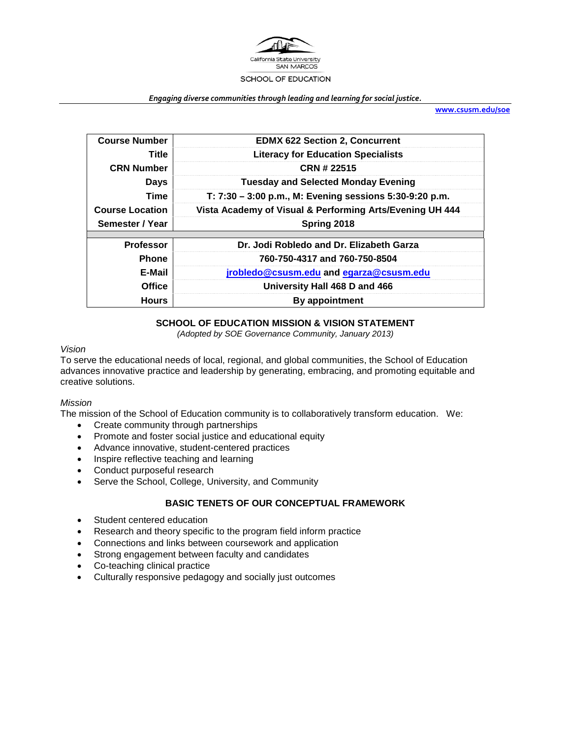California State University SAN MARCOS

SCHOOL OF EDUCATION

*Engaging diverse communities through leading and learning for social justice.*

**www.csusm.edu/soe**

| | |
|---|---|
| **Course Number** | **EDMX 622 Section 2, Concurrent** |
| **Title** | **Literacy for Education Specialists** |
| **CRN Number** | **CRN # 22515** |
| **Days** | **Tuesday and Selected Monday Evening** |
| **Time** | **T: 7:30 – 3:00 p.m., M: Evening sessions 5:30-9:20 p.m.** |
| **Course Location** | **Vista Academy of Visual & Performing Arts/Evening UH 444** |
| **Semester / Year** | **Spring 2018** |
| | |
| **Professor** | **Dr. Jodi Robledo and Dr. Elizabeth Garza** |
| **Phone** | **760-750-4317 and 760-750-8504** |
| **E-Mail** | **jrobledo@csusm.edu and egarza@csusm.edu** |
| **Office** | **University Hall 468 D and 466** |
| **Hours** | **By appointment** |

## SCHOOL OF EDUCATION MISSION & VISION STATEMENT

*(Adopted by SOE Governance Community, January 2013)*

*Vision*

To serve the educational needs of local, regional, and global communities, the School of Education advances innovative practice and leadership by generating, embracing, and promoting equitable and creative solutions.

*Mission*

The mission of the School of Education community is to collaboratively transform education. We:

- Create community through partnerships
- Promote and foster social justice and educational equity
- Advance innovative, student-centered practices
- Inspire reflective teaching and learning
- Conduct purposeful research
- Serve the School, College, University, and Community

## BASIC TENETS OF OUR CONCEPTUAL FRAMEWORK

- Student centered education
- Research and theory specific to the program field inform practice
- Connections and links between coursework and application
- Strong engagement between faculty and candidates
- Co-teaching clinical practice
- Culturally responsive pedagogy and socially just outcomes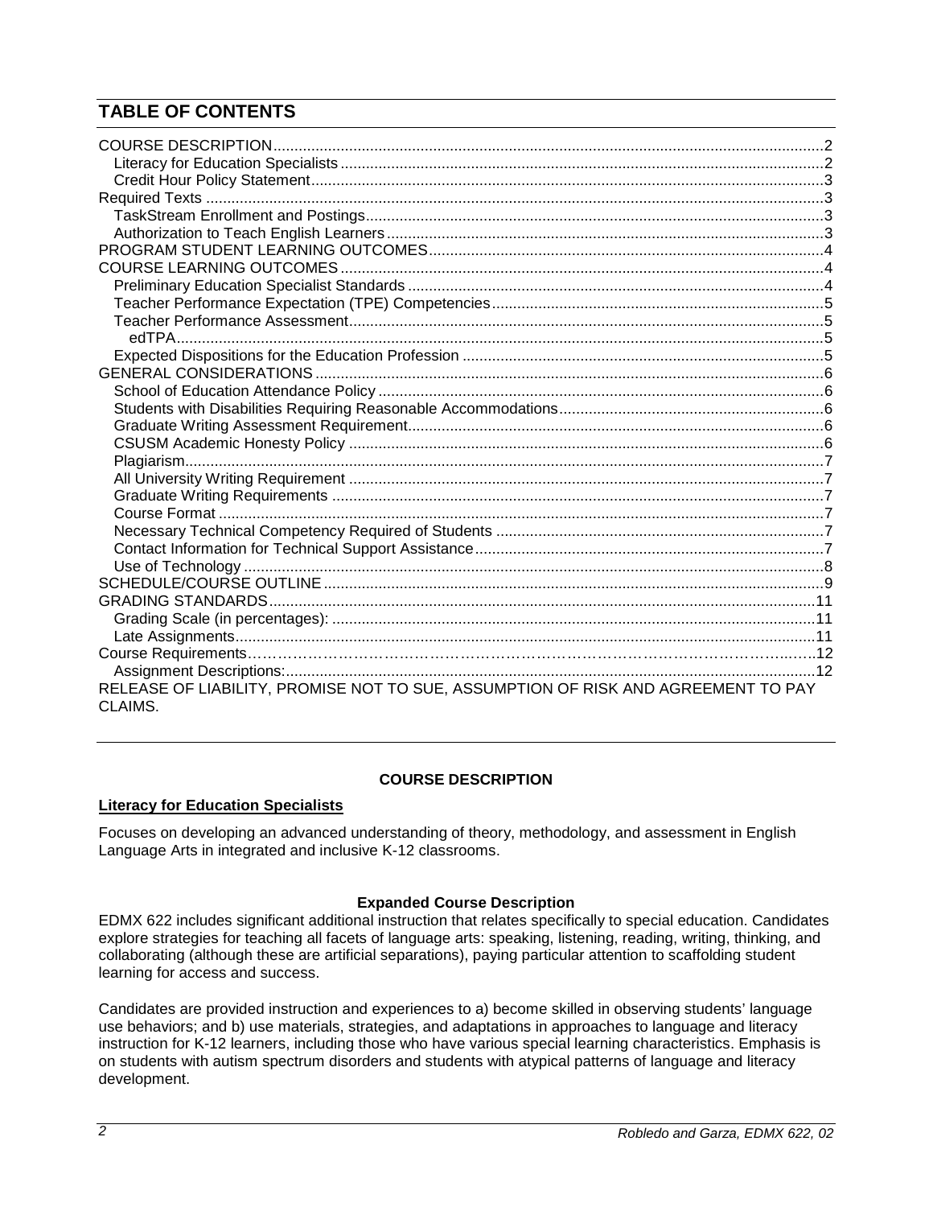## TABLE OF CONTENTS

COURSE DESCRIPTION.....2
- Literacy for Education Specialists.....2
- Credit Hour Policy Statement.....3

Required Texts.....3
- TaskStream Enrollment and Postings.....3
- Authorization to Teach English Learners.....3

PROGRAM STUDENT LEARNING OUTCOMES.....4

COURSE LEARNING OUTCOMES.....4
- Preliminary Education Specialist Standards.....4
- Teacher Performance Expectation (TPE) Competencies.....5
- Teacher Performance Assessment.....5
  - edTPA.....5
- Expected Dispositions for the Education Profession.....5

GENERAL CONSIDERATIONS.....6
- School of Education Attendance Policy.....6
- Students with Disabilities Requiring Reasonable Accommodations.....6
- Graduate Writing Assessment Requirement.....6
- CSUSM Academic Honesty Policy.....6
- Plagiarism.....7
- All University Writing Requirement.....7
- Graduate Writing Requirements.....7
- Course Format.....7
- Necessary Technical Competency Required of Students.....7
- Contact Information for Technical Support Assistance.....7
- Use of Technology.....8

SCHEDULE/COURSE OUTLINE.....9

GRADING STANDARDS.....11
- Grading Scale (in percentages):.....11
- Late Assignments.....11

Course Requirements.....12
- Assignment Descriptions:.....12

RELEASE OF LIABILITY, PROMISE NOT TO SUE, ASSUMPTION OF RISK AND AGREEMENT TO PAY CLAIMS.

## COURSE DESCRIPTION

**Literacy for Education Specialists**

Focuses on developing an advanced understanding of theory, methodology, and assessment in English Language Arts in integrated and inclusive K-12 classrooms.

**Expanded Course Description**

EDMX 622 includes significant additional instruction that relates specifically to special education. Candidates explore strategies for teaching all facets of language arts: speaking, listening, reading, writing, thinking, and collaborating (although these are artificial separations), paying particular attention to scaffolding student learning for access and success.

Candidates are provided instruction and experiences to a) become skilled in observing students' language use behaviors; and b) use materials, strategies, and adaptations in approaches to language and literacy instruction for K-12 learners, including those who have various special learning characteristics. Emphasis is on students with autism spectrum disorders and students with atypical patterns of language and literacy development.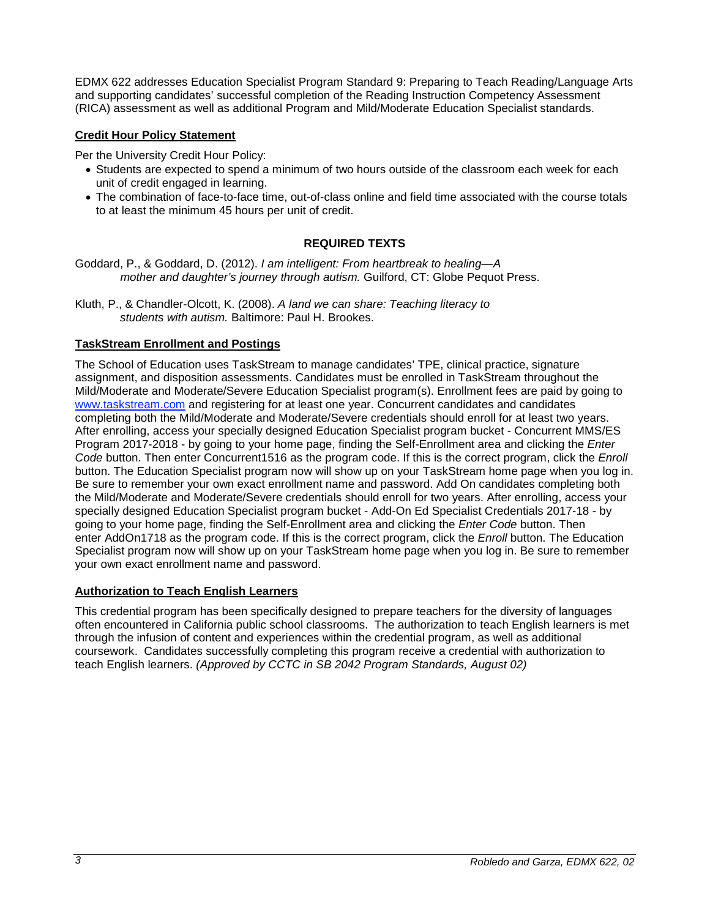EDMX 622 addresses Education Specialist Program Standard 9: Preparing to Teach Reading/Language Arts and supporting candidates' successful completion of the Reading Instruction Competency Assessment (RICA) assessment as well as additional Program and Mild/Moderate Education Specialist standards.

### Credit Hour Policy Statement

Per the University Credit Hour Policy:

- Students are expected to spend a minimum of two hours outside of the classroom each week for each unit of credit engaged in learning.
- The combination of face-to-face time, out-of-class online and field time associated with the course totals to at least the minimum 45 hours per unit of credit.

## REQUIRED TEXTS

Goddard, P., & Goddard, D. (2012). *I am intelligent: From heartbreak to healing—A mother and daughter's journey through autism.* Guilford, CT: Globe Pequot Press.

Kluth, P., & Chandler-Olcott, K. (2008). *A land we can share: Teaching literacy to students with autism.* Baltimore: Paul H. Brookes.

### TaskStream Enrollment and Postings

The School of Education uses TaskStream to manage candidates' TPE, clinical practice, signature assignment, and disposition assessments. Candidates must be enrolled in TaskStream throughout the Mild/Moderate and Moderate/Severe Education Specialist program(s). Enrollment fees are paid by going to [www.taskstream.com](http://www.taskstream.com) and registering for at least one year. Concurrent candidates and candidates completing both the Mild/Moderate and Moderate/Severe credentials should enroll for at least two years. After enrolling, access your specially designed Education Specialist program bucket - Concurrent MMS/ES Program 2017-2018 - by going to your home page, finding the Self-Enrollment area and clicking the *Enter Code* button. Then enter Concurrent1516 as the program code. If this is the correct program, click the *Enroll* button. The Education Specialist program now will show up on your TaskStream home page when you log in. Be sure to remember your own exact enrollment name and password. Add On candidates completing both the Mild/Moderate and Moderate/Severe credentials should enroll for two years. After enrolling, access your specially designed Education Specialist program bucket - Add-On Ed Specialist Credentials 2017-18 - by going to your home page, finding the Self-Enrollment area and clicking the *Enter Code* button. Then enter AddOn1718 as the program code. If this is the correct program, click the *Enroll* button. The Education Specialist program now will show up on your TaskStream home page when you log in. Be sure to remember your own exact enrollment name and password.

### Authorization to Teach English Learners

This credential program has been specifically designed to prepare teachers for the diversity of languages often encountered in California public school classrooms. The authorization to teach English learners is met through the infusion of content and experiences within the credential program, as well as additional coursework. Candidates successfully completing this program receive a credential with authorization to teach English learners. *(Approved by CCTC in SB 2042 Program Standards, August 02)*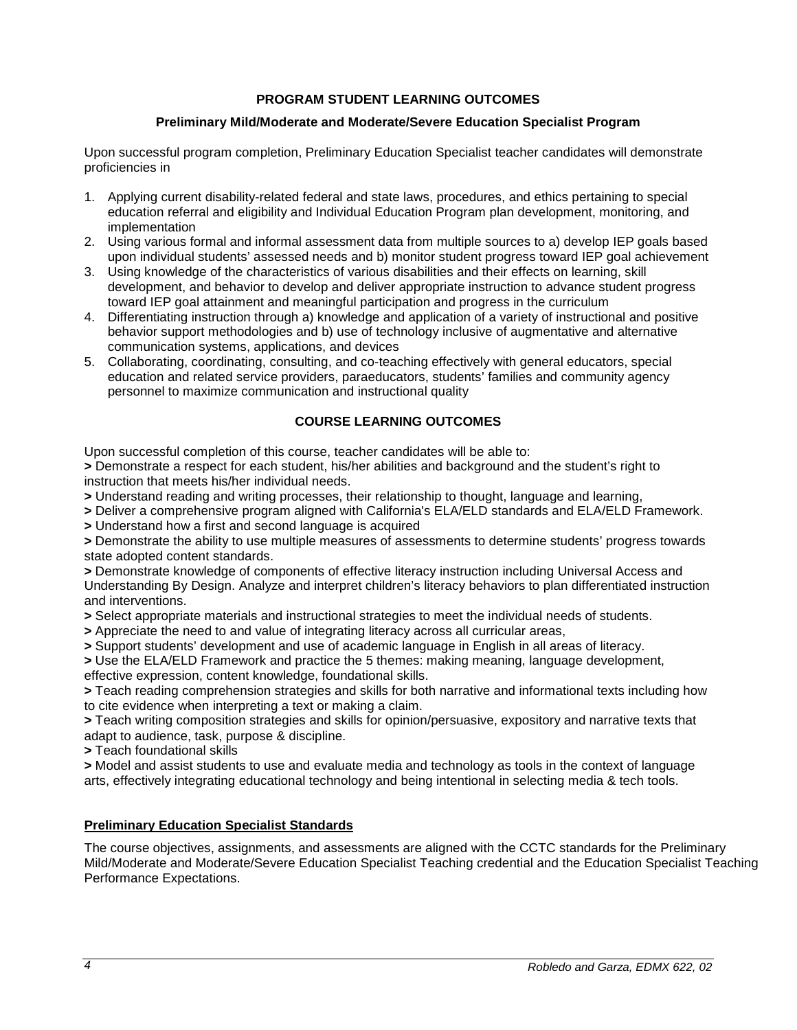## PROGRAM STUDENT LEARNING OUTCOMES

### Preliminary Mild/Moderate and Moderate/Severe Education Specialist Program

Upon successful program completion, Preliminary Education Specialist teacher candidates will demonstrate proficiencies in

1. Applying current disability-related federal and state laws, procedures, and ethics pertaining to special education referral and eligibility and Individual Education Program plan development, monitoring, and implementation
2. Using various formal and informal assessment data from multiple sources to a) develop IEP goals based upon individual students' assessed needs and b) monitor student progress toward IEP goal achievement
3. Using knowledge of the characteristics of various disabilities and their effects on learning, skill development, and behavior to develop and deliver appropriate instruction to advance student progress toward IEP goal attainment and meaningful participation and progress in the curriculum
4. Differentiating instruction through a) knowledge and application of a variety of instructional and positive behavior support methodologies and b) use of technology inclusive of augmentative and alternative communication systems, applications, and devices
5. Collaborating, coordinating, consulting, and co-teaching effectively with general educators, special education and related service providers, paraeducators, students' families and community agency personnel to maximize communication and instructional quality

## COURSE LEARNING OUTCOMES

Upon successful completion of this course, teacher candidates will be able to:

**>** Demonstrate a respect for each student, his/her abilities and background and the student's right to instruction that meets his/her individual needs.

**>** Understand reading and writing processes, their relationship to thought, language and learning,

**>** Deliver a comprehensive program aligned with California's ELA/ELD standards and ELA/ELD Framework.

**>** Understand how a first and second language is acquired

**>** Demonstrate the ability to use multiple measures of assessments to determine students' progress towards state adopted content standards.

**>** Demonstrate knowledge of components of effective literacy instruction including Universal Access and Understanding By Design. Analyze and interpret children's literacy behaviors to plan differentiated instruction and interventions.

**>** Select appropriate materials and instructional strategies to meet the individual needs of students.

**>** Appreciate the need to and value of integrating literacy across all curricular areas,

**>** Support students' development and use of academic language in English in all areas of literacy.

**>** Use the ELA/ELD Framework and practice the 5 themes: making meaning, language development, effective expression, content knowledge, foundational skills.

**>** Teach reading comprehension strategies and skills for both narrative and informational texts including how to cite evidence when interpreting a text or making a claim.

**>** Teach writing composition strategies and skills for opinion/persuasive, expository and narrative texts that adapt to audience, task, purpose & discipline.

**>** Teach foundational skills

**>** Model and assist students to use and evaluate media and technology as tools in the context of language arts, effectively integrating educational technology and being intentional in selecting media & tech tools.

**Preliminary Education Specialist Standards**

The course objectives, assignments, and assessments are aligned with the CCTC standards for the Preliminary Mild/Moderate and Moderate/Severe Education Specialist Teaching credential and the Education Specialist Teaching Performance Expectations.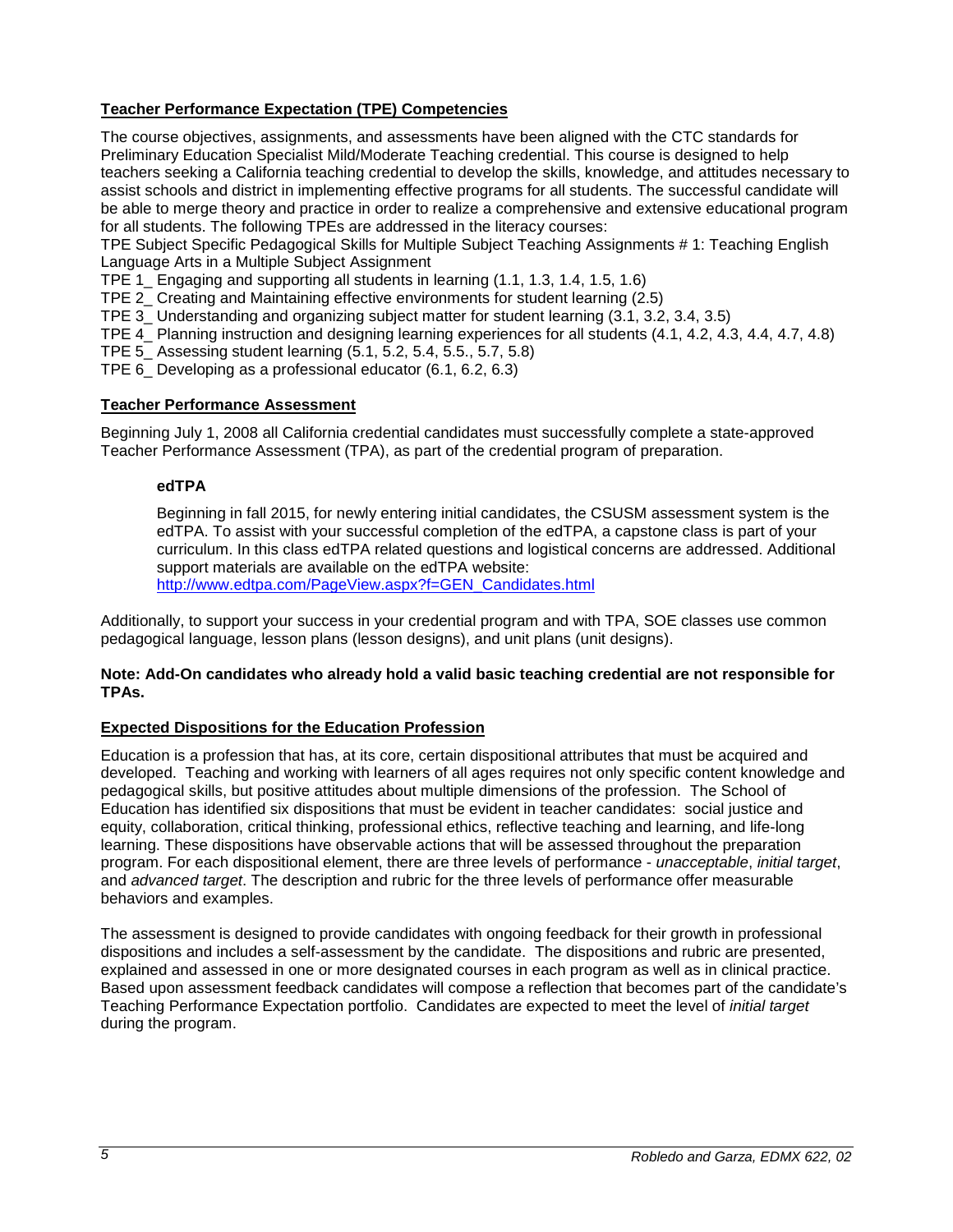## Teacher Performance Expectation (TPE) Competencies

The course objectives, assignments, and assessments have been aligned with the CTC standards for Preliminary Education Specialist Mild/Moderate Teaching credential. This course is designed to help teachers seeking a California teaching credential to develop the skills, knowledge, and attitudes necessary to assist schools and district in implementing effective programs for all students. The successful candidate will be able to merge theory and practice in order to realize a comprehensive and extensive educational program for all students. The following TPEs are addressed in the literacy courses:

TPE Subject Specific Pedagogical Skills for Multiple Subject Teaching Assignments # 1: Teaching English Language Arts in a Multiple Subject Assignment

TPE 1_ Engaging and supporting all students in learning (1.1, 1.3, 1.4, 1.5, 1.6)

TPE 2_ Creating and Maintaining effective environments for student learning (2.5)

TPE 3_ Understanding and organizing subject matter for student learning (3.1, 3.2, 3.4, 3.5)

TPE 4_ Planning instruction and designing learning experiences for all students (4.1, 4.2, 4.3, 4.4, 4.7, 4.8)

TPE 5_ Assessing student learning (5.1, 5.2, 5.4, 5.5., 5.7, 5.8)

TPE 6_ Developing as a professional educator (6.1, 6.2, 6.3)

## Teacher Performance Assessment

Beginning July 1, 2008 all California credential candidates must successfully complete a state-approved Teacher Performance Assessment (TPA), as part of the credential program of preparation.

### edTPA

Beginning in fall 2015, for newly entering initial candidates, the CSUSM assessment system is the edTPA. To assist with your successful completion of the edTPA, a capstone class is part of your curriculum. In this class edTPA related questions and logistical concerns are addressed. Additional support materials are available on the edTPA website: http://www.edtpa.com/PageView.aspx?f=GEN_Candidates.html

Additionally, to support your success in your credential program and with TPA, SOE classes use common pedagogical language, lesson plans (lesson designs), and unit plans (unit designs).

**Note: Add-On candidates who already hold a valid basic teaching credential are not responsible for TPAs.**

## Expected Dispositions for the Education Profession

Education is a profession that has, at its core, certain dispositional attributes that must be acquired and developed. Teaching and working with learners of all ages requires not only specific content knowledge and pedagogical skills, but positive attitudes about multiple dimensions of the profession. The School of Education has identified six dispositions that must be evident in teacher candidates: social justice and equity, collaboration, critical thinking, professional ethics, reflective teaching and learning, and life-long learning. These dispositions have observable actions that will be assessed throughout the preparation program. For each dispositional element, there are three levels of performance - *unacceptable*, *initial target*, and *advanced target*. The description and rubric for the three levels of performance offer measurable behaviors and examples.

The assessment is designed to provide candidates with ongoing feedback for their growth in professional dispositions and includes a self-assessment by the candidate. The dispositions and rubric are presented, explained and assessed in one or more designated courses in each program as well as in clinical practice. Based upon assessment feedback candidates will compose a reflection that becomes part of the candidate's Teaching Performance Expectation portfolio. Candidates are expected to meet the level of *initial target* during the program.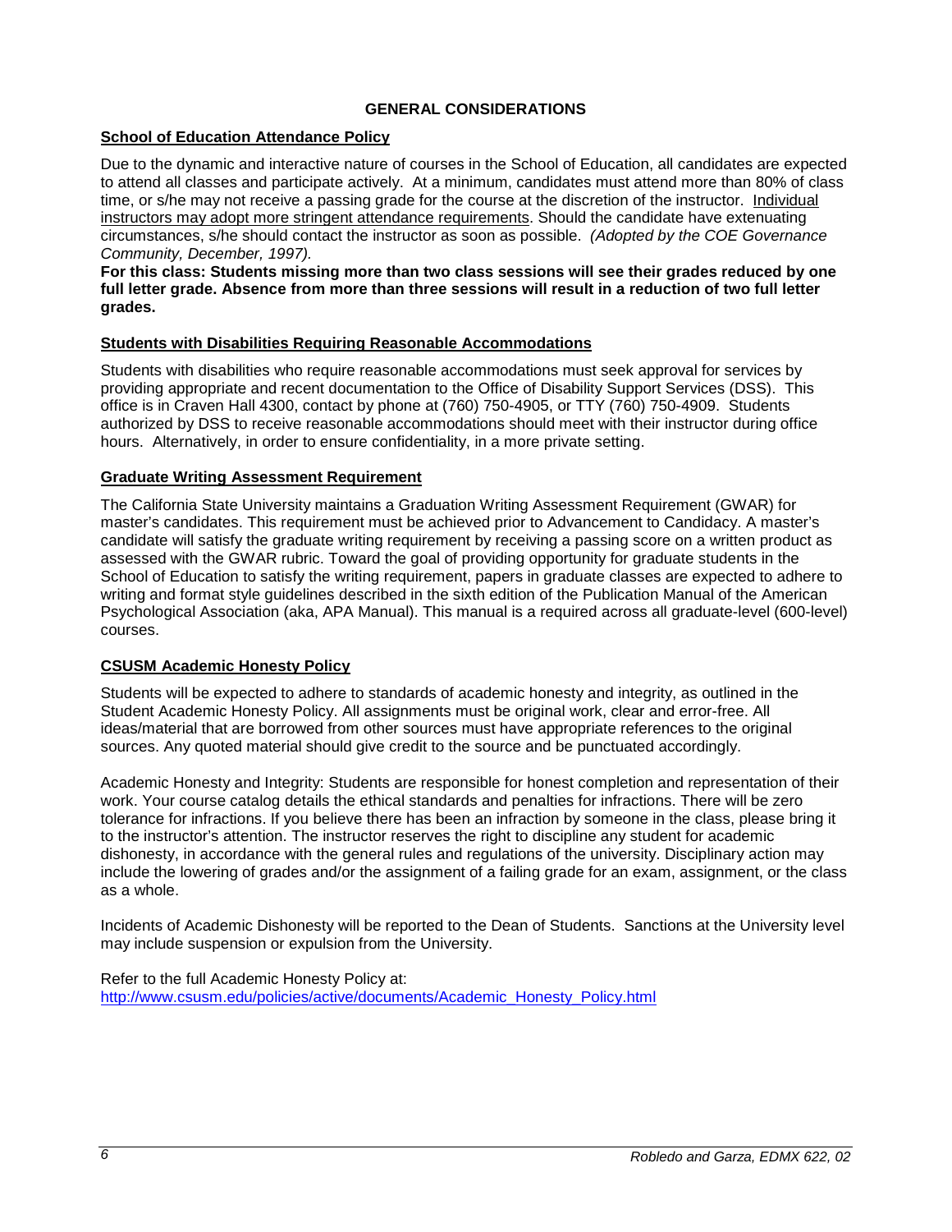## GENERAL CONSIDERATIONS

### School of Education Attendance Policy

Due to the dynamic and interactive nature of courses in the School of Education, all candidates are expected to attend all classes and participate actively. At a minimum, candidates must attend more than 80% of class time, or s/he may not receive a passing grade for the course at the discretion of the instructor. Individual instructors may adopt more stringent attendance requirements. Should the candidate have extenuating circumstances, s/he should contact the instructor as soon as possible. *(Adopted by the COE Governance Community, December, 1997).*

**For this class: Students missing more than two class sessions will see their grades reduced by one full letter grade. Absence from more than three sessions will result in a reduction of two full letter grades.**

### Students with Disabilities Requiring Reasonable Accommodations

Students with disabilities who require reasonable accommodations must seek approval for services by providing appropriate and recent documentation to the Office of Disability Support Services (DSS). This office is in Craven Hall 4300, contact by phone at (760) 750-4905, or TTY (760) 750-4909. Students authorized by DSS to receive reasonable accommodations should meet with their instructor during office hours. Alternatively, in order to ensure confidentiality, in a more private setting.

### Graduate Writing Assessment Requirement

The California State University maintains a Graduation Writing Assessment Requirement (GWAR) for master's candidates. This requirement must be achieved prior to Advancement to Candidacy. A master's candidate will satisfy the graduate writing requirement by receiving a passing score on a written product as assessed with the GWAR rubric. Toward the goal of providing opportunity for graduate students in the School of Education to satisfy the writing requirement, papers in graduate classes are expected to adhere to writing and format style guidelines described in the sixth edition of the Publication Manual of the American Psychological Association (aka, APA Manual). This manual is a required across all graduate-level (600-level) courses.

### CSUSM Academic Honesty Policy

Students will be expected to adhere to standards of academic honesty and integrity, as outlined in the Student Academic Honesty Policy. All assignments must be original work, clear and error-free. All ideas/material that are borrowed from other sources must have appropriate references to the original sources. Any quoted material should give credit to the source and be punctuated accordingly.

Academic Honesty and Integrity: Students are responsible for honest completion and representation of their work. Your course catalog details the ethical standards and penalties for infractions. There will be zero tolerance for infractions. If you believe there has been an infraction by someone in the class, please bring it to the instructor's attention. The instructor reserves the right to discipline any student for academic dishonesty, in accordance with the general rules and regulations of the university. Disciplinary action may include the lowering of grades and/or the assignment of a failing grade for an exam, assignment, or the class as a whole.

Incidents of Academic Dishonesty will be reported to the Dean of Students. Sanctions at the University level may include suspension or expulsion from the University.

Refer to the full Academic Honesty Policy at:
[http://www.csusm.edu/policies/active/documents/Academic_Honesty_Policy.html](http://www.csusm.edu/policies/active/documents/Academic_Honesty_Policy.html)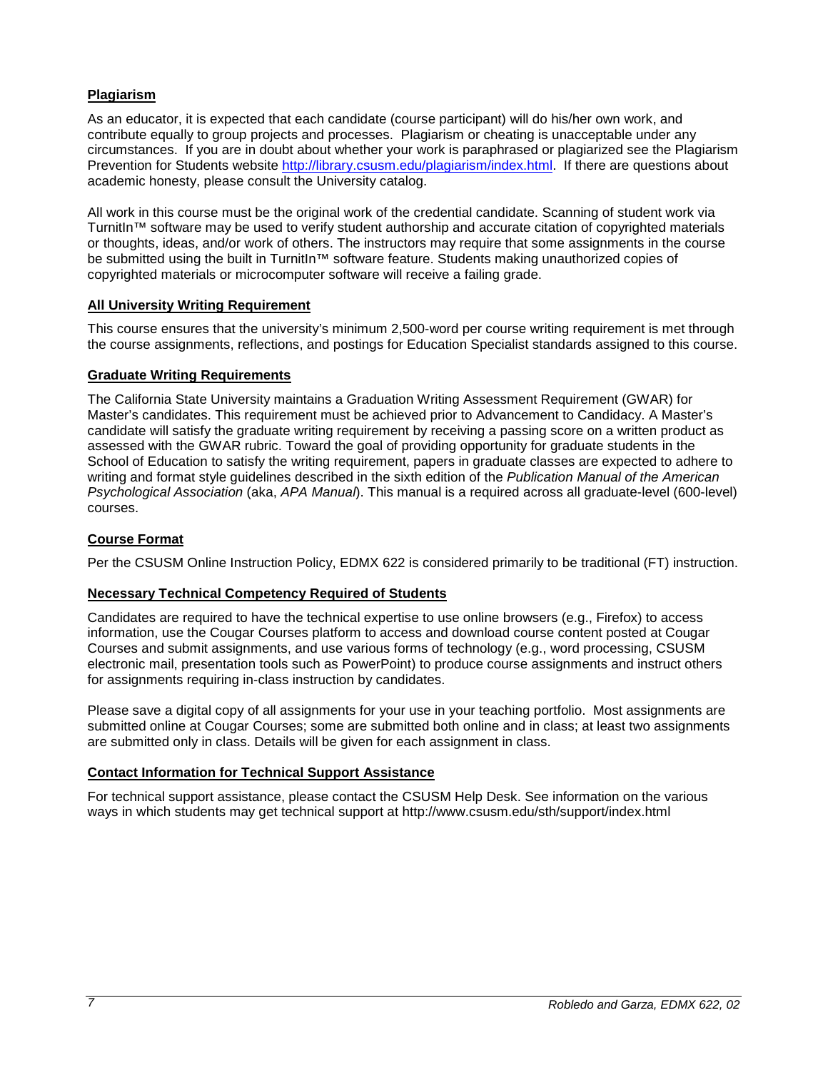## Plagiarism

As an educator, it is expected that each candidate (course participant) will do his/her own work, and contribute equally to group projects and processes. Plagiarism or cheating is unacceptable under any circumstances. If you are in doubt about whether your work is paraphrased or plagiarized see the Plagiarism Prevention for Students website [http://library.csusm.edu/plagiarism/index.html](http://library.csusm.edu/plagiarism/index.html). If there are questions about academic honesty, please consult the University catalog.

All work in this course must be the original work of the credential candidate. Scanning of student work via TurnitIn™ software may be used to verify student authorship and accurate citation of copyrighted materials or thoughts, ideas, and/or work of others. The instructors may require that some assignments in the course be submitted using the built in TurnitIn™ software feature. Students making unauthorized copies of copyrighted materials or microcomputer software will receive a failing grade.

## All University Writing Requirement

This course ensures that the university's minimum 2,500-word per course writing requirement is met through the course assignments, reflections, and postings for Education Specialist standards assigned to this course.

## Graduate Writing Requirements

The California State University maintains a Graduation Writing Assessment Requirement (GWAR) for Master's candidates. This requirement must be achieved prior to Advancement to Candidacy. A Master's candidate will satisfy the graduate writing requirement by receiving a passing score on a written product as assessed with the GWAR rubric. Toward the goal of providing opportunity for graduate students in the School of Education to satisfy the writing requirement, papers in graduate classes are expected to adhere to writing and format style guidelines described in the sixth edition of the *Publication Manual of the American Psychological Association* (aka, *APA Manual*). This manual is a required across all graduate-level (600-level) courses.

## Course Format

Per the CSUSM Online Instruction Policy, EDMX 622 is considered primarily to be traditional (FT) instruction.

## Necessary Technical Competency Required of Students

Candidates are required to have the technical expertise to use online browsers (e.g., Firefox) to access information, use the Cougar Courses platform to access and download course content posted at Cougar Courses and submit assignments, and use various forms of technology (e.g., word processing, CSUSM electronic mail, presentation tools such as PowerPoint) to produce course assignments and instruct others for assignments requiring in-class instruction by candidates.

Please save a digital copy of all assignments for your use in your teaching portfolio. Most assignments are submitted online at Cougar Courses; some are submitted both online and in class; at least two assignments are submitted only in class. Details will be given for each assignment in class.

## Contact Information for Technical Support Assistance

For technical support assistance, please contact the CSUSM Help Desk. See information on the various ways in which students may get technical support at http://www.csusm.edu/sth/support/index.html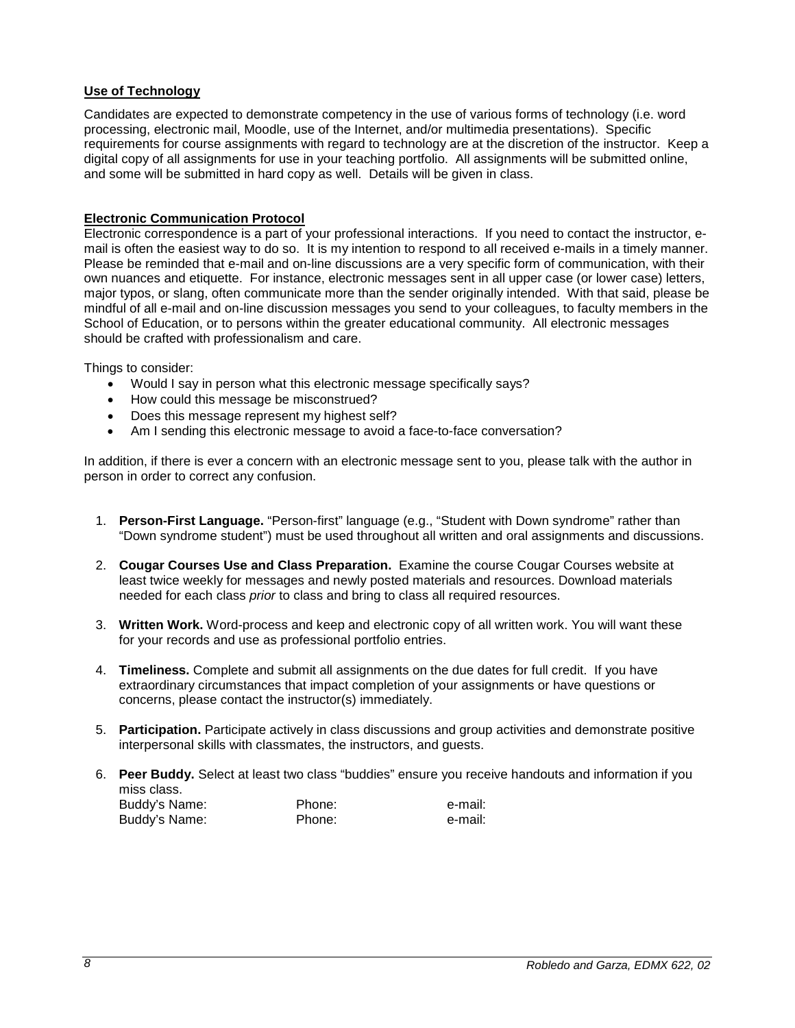**Use of Technology**

Candidates are expected to demonstrate competency in the use of various forms of technology (i.e. word processing, electronic mail, Moodle, use of the Internet, and/or multimedia presentations). Specific requirements for course assignments with regard to technology are at the discretion of the instructor. Keep a digital copy of all assignments for use in your teaching portfolio. All assignments will be submitted online, and some will be submitted in hard copy as well. Details will be given in class.

**Electronic Communication Protocol**

Electronic correspondence is a part of your professional interactions. If you need to contact the instructor, e-mail is often the easiest way to do so. It is my intention to respond to all received e-mails in a timely manner. Please be reminded that e-mail and on-line discussions are a very specific form of communication, with their own nuances and etiquette. For instance, electronic messages sent in all upper case (or lower case) letters, major typos, or slang, often communicate more than the sender originally intended. With that said, please be mindful of all e-mail and on-line discussion messages you send to your colleagues, to faculty members in the School of Education, or to persons within the greater educational community. All electronic messages should be crafted with professionalism and care.

Things to consider:

- Would I say in person what this electronic message specifically says?
- How could this message be misconstrued?
- Does this message represent my highest self?
- Am I sending this electronic message to avoid a face-to-face conversation?

In addition, if there is ever a concern with an electronic message sent to you, please talk with the author in person in order to correct any confusion.

1. **Person-First Language.** "Person-first" language (e.g., "Student with Down syndrome" rather than "Down syndrome student") must be used throughout all written and oral assignments and discussions.

2. **Cougar Courses Use and Class Preparation.** Examine the course Cougar Courses website at least twice weekly for messages and newly posted materials and resources. Download materials needed for each class *prior* to class and bring to class all required resources.

3. **Written Work.** Word-process and keep and electronic copy of all written work. You will want these for your records and use as professional portfolio entries.

4. **Timeliness.** Complete and submit all assignments on the due dates for full credit. If you have extraordinary circumstances that impact completion of your assignments or have questions or concerns, please contact the instructor(s) immediately.

5. **Participation.** Participate actively in class discussions and group activities and demonstrate positive interpersonal skills with classmates, the instructors, and guests.

6. **Peer Buddy.** Select at least two class "buddies" ensure you receive handouts and information if you miss class.
   Buddy's Name: Phone: e-mail:
   Buddy's Name: Phone: e-mail: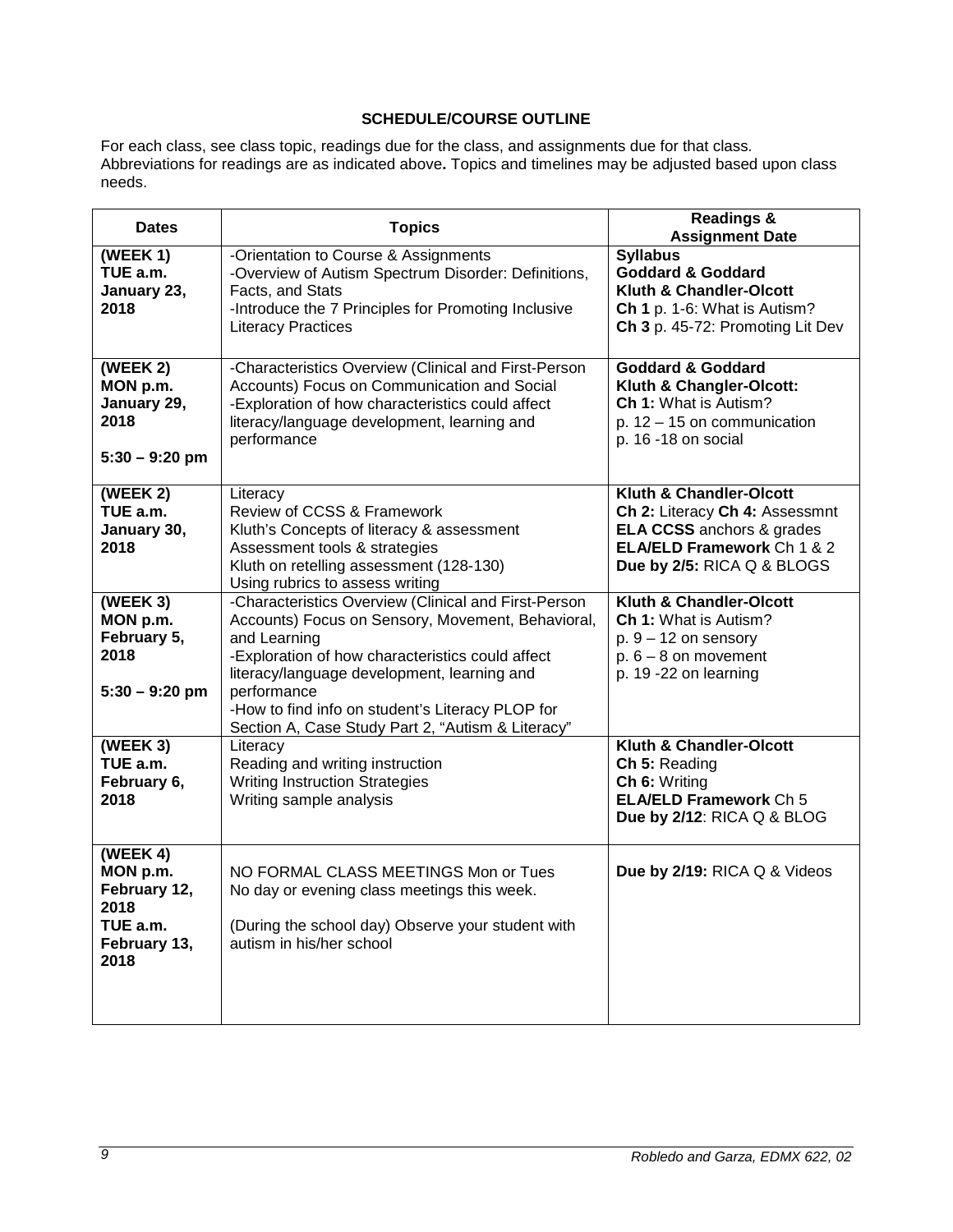## SCHEDULE/COURSE OUTLINE

For each class, see class topic, readings due for the class, and assignments due for that class. Abbreviations for readings are as indicated above**.** Topics and timelines may be adjusted based upon class needs.

| Dates | Topics | Readings & Assignment Date |
|---|---|---|
| **(WEEK 1) TUE a.m. January 23, 2018** | -Orientation to Course & Assignments<br>-Overview of Autism Spectrum Disorder: Definitions, Facts, and Stats<br>-Introduce the 7 Principles for Promoting Inclusive Literacy Practices | **Syllabus**<br>**Goddard & Goddard**<br>**Kluth & Chandler-Olcott**<br>**Ch 1** p. 1-6: What is Autism?<br>**Ch 3** p. 45-72: Promoting Lit Dev |
| **(WEEK 2) MON p.m. January 29, 2018**<br><br>**5:30 – 9:20 pm** | -Characteristics Overview (Clinical and First-Person Accounts) Focus on Communication and Social<br>-Exploration of how characteristics could affect literacy/language development, learning and performance | **Goddard & Goddard**<br>**Kluth & Changler-Olcott:**<br>**Ch 1:** What is Autism?<br>p. 12 – 15 on communication<br>p. 16 -18 on social |
| **(WEEK 2) TUE a.m. January 30, 2018** | Literacy<br>Review of CCSS & Framework<br>Kluth's Concepts of literacy & assessment<br>Assessment tools & strategies<br>Kluth on retelling assessment (128-130)<br>Using rubrics to assess writing | **Kluth & Chandler-Olcott**<br>**Ch 2:** Literacy **Ch 4:** Assessmnt<br>**ELA CCSS** anchors & grades<br>**ELA/ELD Framework** Ch 1 & 2<br>**Due by 2/5:** RICA Q & BLOGS |
| **(WEEK 3) MON p.m. February 5, 2018**<br><br>**5:30 – 9:20 pm** | -Characteristics Overview (Clinical and First-Person Accounts) Focus on Sensory, Movement, Behavioral, and Learning<br>-Exploration of how characteristics could affect literacy/language development, learning and performance<br>-How to find info on student's Literacy PLOP for Section A, Case Study Part 2, "Autism & Literacy" | **Kluth & Chandler-Olcott**<br>**Ch 1:** What is Autism?<br>p. 9 – 12 on sensory<br>p. 6 – 8 on movement<br>p. 19 -22 on learning |
| **(WEEK 3) TUE a.m. February 6, 2018** | Literacy<br>Reading and writing instruction<br>Writing Instruction Strategies<br>Writing sample analysis | **Kluth & Chandler-Olcott**<br>**Ch 5:** Reading<br>**Ch 6:** Writing<br>**ELA/ELD Framework** Ch 5<br>**Due by 2/12**: RICA Q & BLOG |
| **(WEEK 4) MON p.m. February 12, 2018 TUE a.m. February 13, 2018** | NO FORMAL CLASS MEETINGS Mon or Tues<br>No day or evening class meetings this week.<br><br>(During the school day) Observe your student with autism in his/her school | **Due by 2/19:** RICA Q & Videos |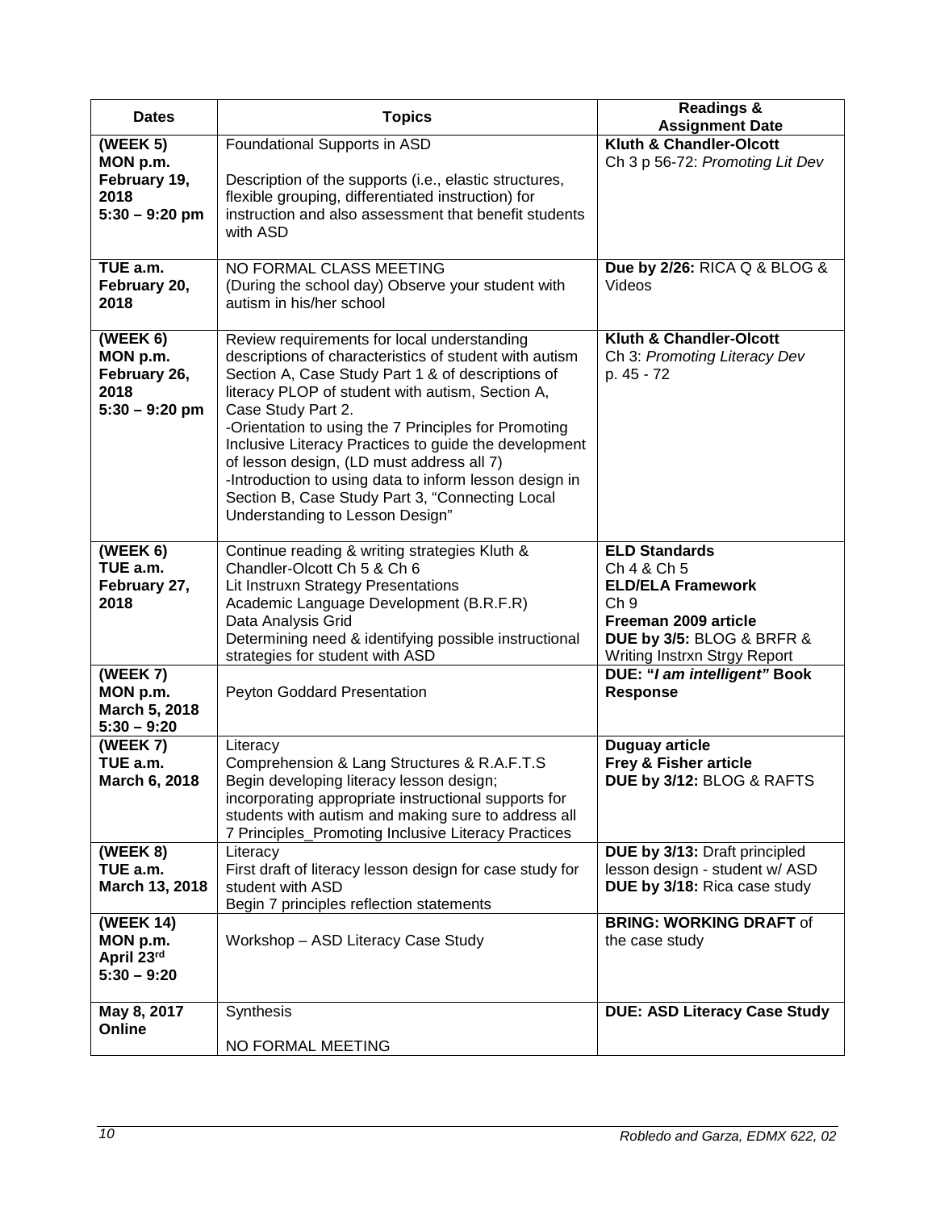| Dates | Topics | Readings & Assignment Date |
|---|---|---|
| **(WEEK 5) MON p.m. February 19, 2018 5:30 – 9:20 pm** | Foundational Supports in ASD<br><br>Description of the supports (i.e., elastic structures, flexible grouping, differentiated instruction) for instruction and also assessment that benefit students with ASD | **Kluth & Chandler-Olcott**<br>Ch 3 p 56-72: *Promoting Lit Dev* |
| **TUE a.m. February 20, 2018** | NO FORMAL CLASS MEETING<br>(During the school day) Observe your student with autism in his/her school | **Due by 2/26:** RICA Q & BLOG & Videos |
| **(WEEK 6) MON p.m. February 26, 2018 5:30 – 9:20 pm** | Review requirements for local understanding descriptions of characteristics of student with autism Section A, Case Study Part 1 & of descriptions of literacy PLOP of student with autism, Section A, Case Study Part 2.<br>-Orientation to using the 7 Principles for Promoting Inclusive Literacy Practices to guide the development of lesson design, (LD must address all 7)<br>-Introduction to using data to inform lesson design in Section B, Case Study Part 3, "Connecting Local Understanding to Lesson Design" | **Kluth & Chandler-Olcott**<br>Ch 3: *Promoting Literacy Dev* p. 45 - 72 |
| **(WEEK 6) TUE a.m. February 27, 2018** | Continue reading & writing strategies Kluth & Chandler-Olcott Ch 5 & Ch 6<br>Lit Instruxn Strategy Presentations<br>Academic Language Development (B.R.F.R)<br>Data Analysis Grid<br>Determining need & identifying possible instructional strategies for student with ASD | **ELD Standards**<br>Ch 4 & Ch 5<br>**ELD/ELA Framework**<br>Ch 9<br>**Freeman 2009 article**<br>**DUE by 3/5:** BLOG & BRFR & Writing Instrxn Strgy Report |
| **(WEEK 7) MON p.m. March 5, 2018 5:30 – 9:20** | Peyton Goddard Presentation | **DUE: "*I am intelligent"* Book Response** |
| **(WEEK 7) TUE a.m. March 6, 2018** | Literacy<br>Comprehension & Lang Structures & R.A.F.T.S<br>Begin developing literacy lesson design; incorporating appropriate instructional supports for students with autism and making sure to address all 7 Principles_Promoting Inclusive Literacy Practices | **Duguay article**<br>**Frey & Fisher article**<br>**DUE by 3/12:** BLOG & RAFTS |
| **(WEEK 8) TUE a.m. March 13, 2018** | Literacy<br>First draft of literacy lesson design for case study for student with ASD<br>Begin 7 principles reflection statements | **DUE by 3/13:** Draft principled lesson design - student w/ ASD<br>**DUE by 3/18:** Rica case study |
| **(WEEK 14) MON p.m. April 23rd 5:30 – 9:20** | Workshop – ASD Literacy Case Study | **BRING: WORKING DRAFT** of the case study |
| **May 8, 2017 Online** | Synthesis<br><br>NO FORMAL MEETING | **DUE: ASD Literacy Case Study** |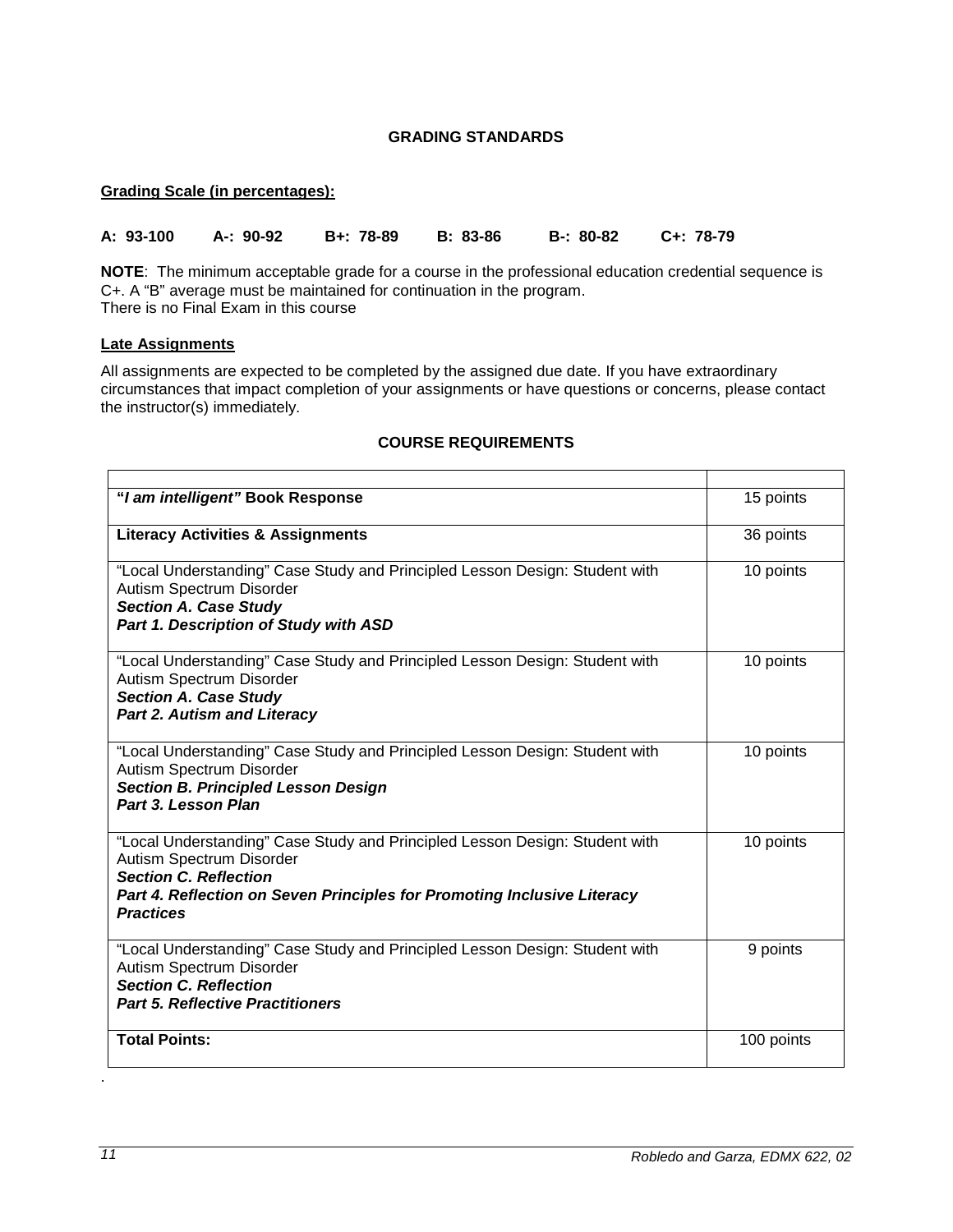**GRADING STANDARDS**

**Grading Scale (in percentages):**

**A: 93-100 A-: 90-92 B+: 78-89 B: 83-86 B-: 80-82 C+: 78-79**

**NOTE**: The minimum acceptable grade for a course in the professional education credential sequence is C+. A "B" average must be maintained for continuation in the program.
There is no Final Exam in this course

**Late Assignments**

All assignments are expected to be completed by the assigned due date. If you have extraordinary circumstances that impact completion of your assignments or have questions or concerns, please contact the instructor(s) immediately.

**COURSE REQUIREMENTS**

| | |
|---|---|
| **"*I am intelligent"* Book Response** | 15 points |
| **Literacy Activities & Assignments** | 36 points |
| "Local Understanding" Case Study and Principled Lesson Design: Student with Autism Spectrum Disorder ***Section A. Case Study*** ***Part 1. Description of Study with ASD*** | 10 points |
| "Local Understanding" Case Study and Principled Lesson Design: Student with Autism Spectrum Disorder ***Section A. Case Study*** ***Part 2. Autism and Literacy*** | 10 points |
| "Local Understanding" Case Study and Principled Lesson Design: Student with Autism Spectrum Disorder ***Section B. Principled Lesson Design*** ***Part 3. Lesson Plan*** | 10 points |
| "Local Understanding" Case Study and Principled Lesson Design: Student with Autism Spectrum Disorder ***Section C. Reflection*** ***Part 4. Reflection on Seven Principles for Promoting Inclusive Literacy Practices*** | 10 points |
| "Local Understanding" Case Study and Principled Lesson Design: Student with Autism Spectrum Disorder ***Section C. Reflection*** ***Part 5. Reflective Practitioners*** | 9 points |
| **Total Points:** | 100 points |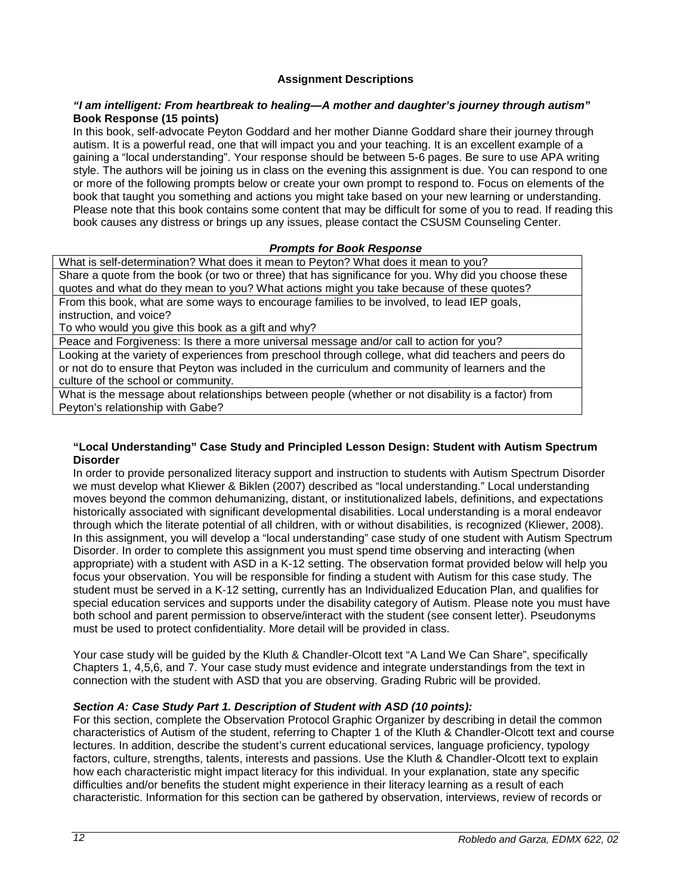## Assignment Descriptions

### *"I am intelligent: From heartbreak to healing—A mother and daughter's journey through autism"* **Book Response (15 points)**

In this book, self-advocate Peyton Goddard and her mother Dianne Goddard share their journey through autism. It is a powerful read, one that will impact you and your teaching. It is an excellent example of a gaining a "local understanding". Your response should be between 5-6 pages. Be sure to use APA writing style. The authors will be joining us in class on the evening this assignment is due. You can respond to one or more of the following prompts below or create your own prompt to respond to. Focus on elements of the book that taught you something and actions you might take based on your new learning or understanding. Please note that this book contains some content that may be difficult for some of you to read. If reading this book causes any distress or brings up any issues, please contact the CSUSM Counseling Center.

| ***Prompts for Book Response*** |
|---|
| What is self-determination? What does it mean to Peyton? What does it mean to you? |
| Share a quote from the book (or two or three) that has significance for you. Why did you choose these quotes and what do they mean to you? What actions might you take because of these quotes? |
| From this book, what are some ways to encourage families to be involved, to lead IEP goals, instruction, and voice? To who would you give this book as a gift and why? |
| Peace and Forgiveness: Is there a more universal message and/or call to action for you? |
| Looking at the variety of experiences from preschool through college, what did teachers and peers do or not do to ensure that Peyton was included in the curriculum and community of learners and the culture of the school or community. |
| What is the message about relationships between people (whether or not disability is a factor) from Peyton's relationship with Gabe? |

### "Local Understanding" Case Study and Principled Lesson Design: Student with Autism Spectrum Disorder

In order to provide personalized literacy support and instruction to students with Autism Spectrum Disorder we must develop what Kliewer & Biklen (2007) described as "local understanding." Local understanding moves beyond the common dehumanizing, distant, or institutionalized labels, definitions, and expectations historically associated with significant developmental disabilities. Local understanding is a moral endeavor through which the literate potential of all children, with or without disabilities, is recognized (Kliewer, 2008). In this assignment, you will develop a "local understanding" case study of one student with Autism Spectrum Disorder. In order to complete this assignment you must spend time observing and interacting (when appropriate) with a student with ASD in a K-12 setting. The observation format provided below will help you focus your observation. You will be responsible for finding a student with Autism for this case study. The student must be served in a K-12 setting, currently has an Individualized Education Plan, and qualifies for special education services and supports under the disability category of Autism. Please note you must have both school and parent permission to observe/interact with the student (see consent letter). Pseudonyms must be used to protect confidentiality. More detail will be provided in class.

Your case study will be guided by the Kluth & Chandler-Olcott text "A Land We Can Share", specifically Chapters 1, 4,5,6, and 7. Your case study must evidence and integrate understandings from the text in connection with the student with ASD that you are observing. Grading Rubric will be provided.

#### *Section A: Case Study Part 1. Description of Student with ASD (10 points):*

For this section, complete the Observation Protocol Graphic Organizer by describing in detail the common characteristics of Autism of the student, referring to Chapter 1 of the Kluth & Chandler-Olcott text and course lectures. In addition, describe the student's current educational services, language proficiency, typology factors, culture, strengths, talents, interests and passions. Use the Kluth & Chandler-Olcott text to explain how each characteristic might impact literacy for this individual. In your explanation, state any specific difficulties and/or benefits the student might experience in their literacy learning as a result of each characteristic. Information for this section can be gathered by observation, interviews, review of records or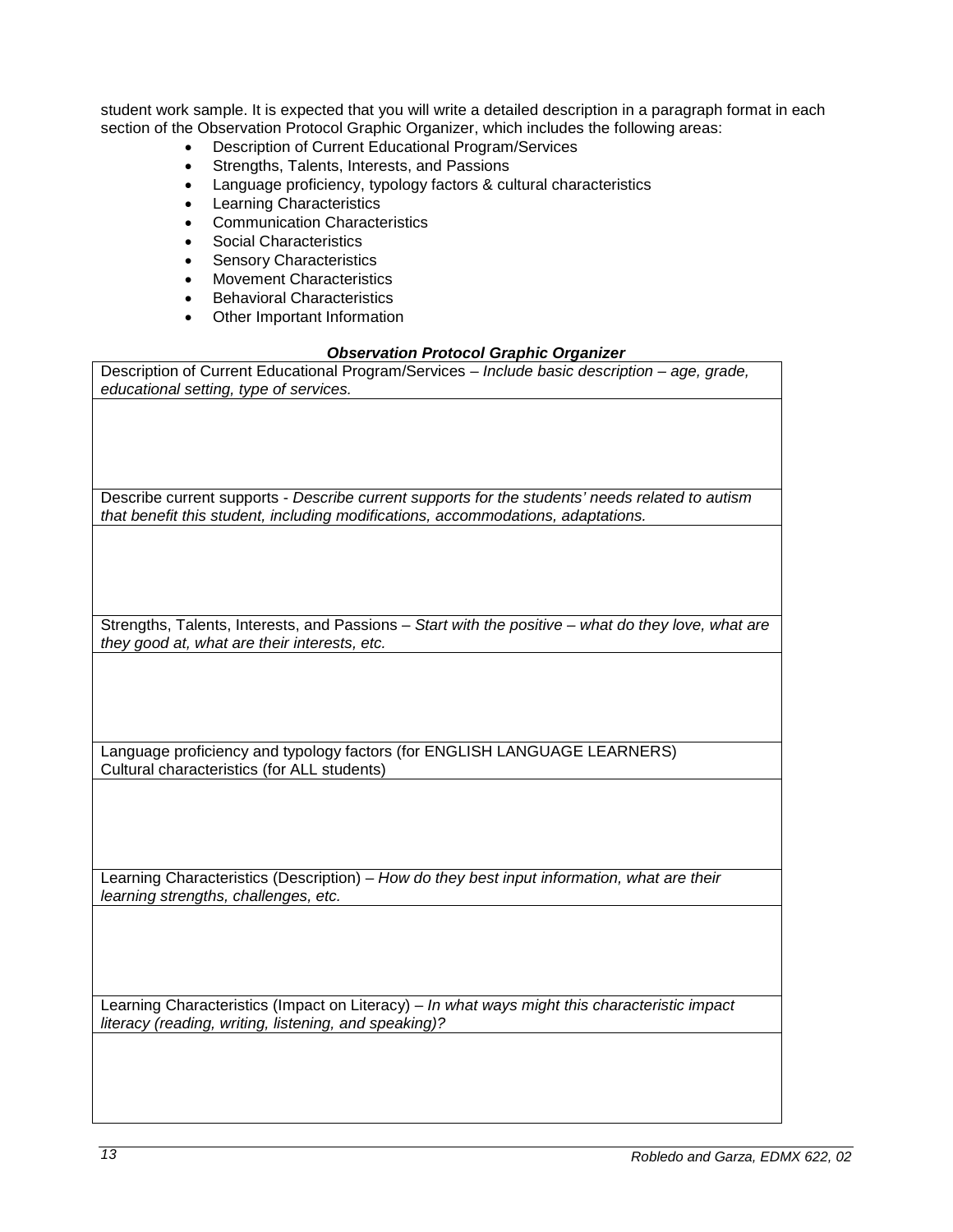student work sample. It is expected that you will write a detailed description in a paragraph format in each section of the Observation Protocol Graphic Organizer, which includes the following areas:

- Description of Current Educational Program/Services
- Strengths, Talents, Interests, and Passions
- Language proficiency, typology factors & cultural characteristics
- Learning Characteristics
- Communication Characteristics
- Social Characteristics
- Sensory Characteristics
- Movement Characteristics
- Behavioral Characteristics
- Other Important Information

***Observation Protocol Graphic Organizer***

| Description of Current Educational Program/Services – *Include basic description – age, grade, educational setting, type of services.* |
|---|
| |
| Describe current supports - *Describe current supports for the students' needs related to autism that benefit this student, including modifications, accommodations, adaptations.* |
| |
| Strengths, Talents, Interests, and Passions – *Start with the positive – what do they love, what are they good at, what are their interests, etc.* |
| |
| Language proficiency and typology factors (for ENGLISH LANGUAGE LEARNERS)<br>Cultural characteristics (for ALL students) |
| |
| Learning Characteristics (Description) – *How do they best input information, what are their learning strengths, challenges, etc.* |
| |
| Learning Characteristics (Impact on Literacy) – *In what ways might this characteristic impact literacy (reading, writing, listening, and speaking)?* |
| |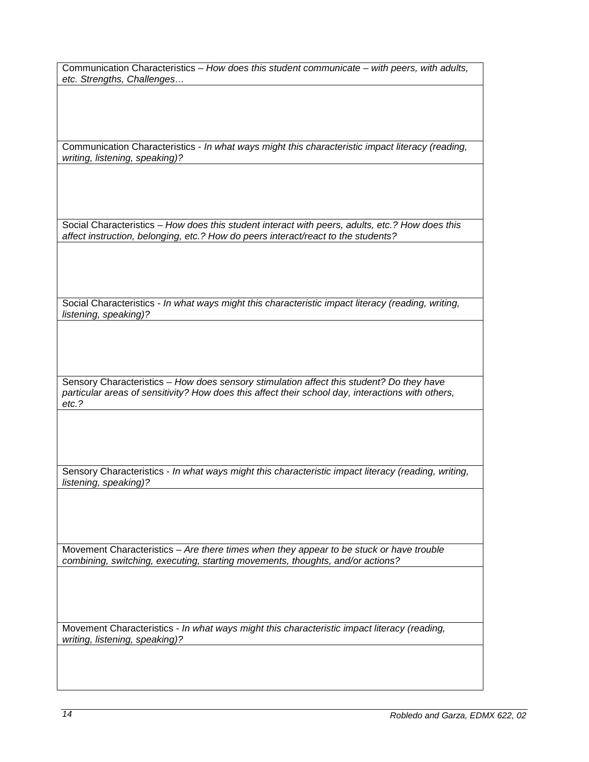| Communication Characteristics – *How does this student communicate – with peers, with adults, etc. Strengths, Challenges…* |
| --- |
| |
| Communication Characteristics - *In what ways might this characteristic impact literacy (reading, writing, listening, speaking)?* |
| |
| Social Characteristics – *How does this student interact with peers, adults, etc.? How does this affect instruction, belonging, etc.? How do peers interact/react to the students?* |
| |
| Social Characteristics - *In what ways might this characteristic impact literacy (reading, writing, listening, speaking)?* |
| |
| Sensory Characteristics – *How does sensory stimulation affect this student? Do they have particular areas of sensitivity? How does this affect their school day, interactions with others, etc.?* |
| |
| Sensory Characteristics - *In what ways might this characteristic impact literacy (reading, writing, listening, speaking)?* |
| |
| Movement Characteristics – *Are there times when they appear to be stuck or have trouble combining, switching, executing, starting movements, thoughts, and/or actions?* |
| |
| Movement Characteristics - *In what ways might this characteristic impact literacy (reading, writing, listening, speaking)?* |
| |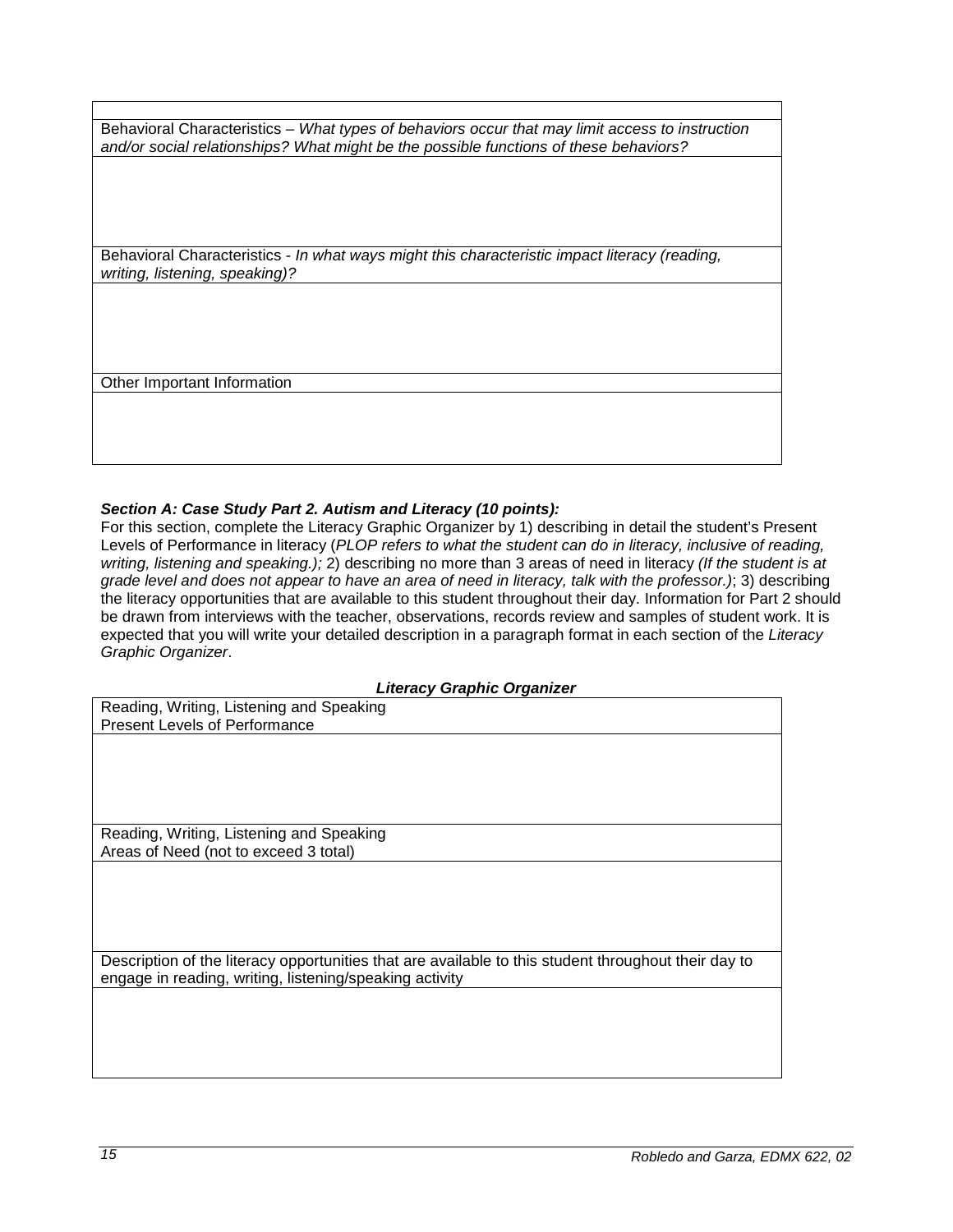| |
|---|
| Behavioral Characteristics – *What types of behaviors occur that may limit access to instruction and/or social relationships? What might be the possible functions of these behaviors?* |
| |
| Behavioral Characteristics - *In what ways might this characteristic impact literacy (reading, writing, listening, speaking)?* |
| |
| Other Important Information |
| |

***Section A: Case Study Part 2. Autism and Literacy (10 points):***

For this section, complete the Literacy Graphic Organizer by 1) describing in detail the student's Present Levels of Performance in literacy (*PLOP refers to what the student can do in literacy, inclusive of reading, writing, listening and speaking.);* 2) describing no more than 3 areas of need in literacy *(If the student is at grade level and does not appear to have an area of need in literacy, talk with the professor.)*; 3) describing the literacy opportunities that are available to this student throughout their day. Information for Part 2 should be drawn from interviews with the teacher, observations, records review and samples of student work. It is expected that you will write your detailed description in a paragraph format in each section of the *Literacy Graphic Organizer*.

***Literacy Graphic Organizer***

| Reading, Writing, Listening and Speaking<br>Present Levels of Performance |
|---|
| |
| Reading, Writing, Listening and Speaking<br>Areas of Need (not to exceed 3 total) |
| |
| Description of the literacy opportunities that are available to this student throughout their day to engage in reading, writing, listening/speaking activity |
| |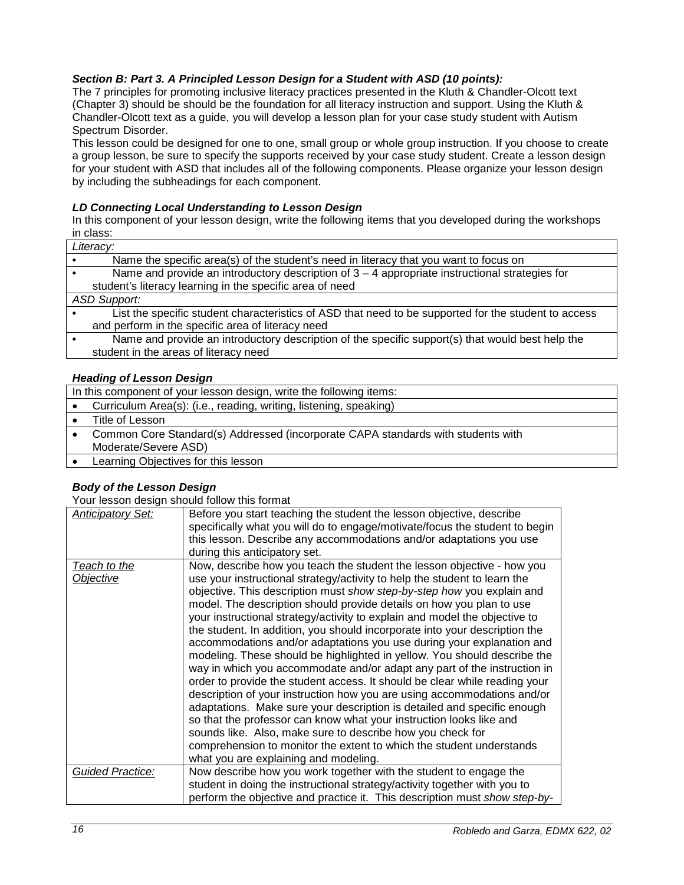***Section B: Part 3. A Principled Lesson Design for a Student with ASD (10 points):***

The 7 principles for promoting inclusive literacy practices presented in the Kluth & Chandler-Olcott text (Chapter 3) should be should be the foundation for all literacy instruction and support. Using the Kluth & Chandler-Olcott text as a guide, you will develop a lesson plan for your case study student with Autism Spectrum Disorder.

This lesson could be designed for one to one, small group or whole group instruction. If you choose to create a group lesson, be sure to specify the supports received by your case study student. Create a lesson design for your student with ASD that includes all of the following components. Please organize your lesson design by including the subheadings for each component.

***LD Connecting Local Understanding to Lesson Design***

In this component of your lesson design, write the following items that you developed during the workshops in class:

| *Literacy:* |
|---|
| • Name the specific area(s) of the student's need in literacy that you want to focus on |
| • Name and provide an introductory description of 3 – 4 appropriate instructional strategies for student's literacy learning in the specific area of need |
| *ASD Support:* |
| • List the specific student characteristics of ASD that need to be supported for the student to access and perform in the specific area of literacy need |
| • Name and provide an introductory description of the specific support(s) that would best help the student in the areas of literacy need |

***Heading of Lesson Design***

| In this component of your lesson design, write the following items: |
|---|
| • Curriculum Area(s): (i.e., reading, writing, listening, speaking) |
| • Title of Lesson |
| • Common Core Standard(s) Addressed (incorporate CAPA standards with students with Moderate/Severe ASD) |
| • Learning Objectives for this lesson |

***Body of the Lesson Design***

Your lesson design should follow this format

| | |
|---|---|
| *Anticipatory Set:* | Before you start teaching the student the lesson objective, describe specifically what you will do to engage/motivate/focus the student to begin this lesson. Describe any accommodations and/or adaptations you use during this anticipatory set. |
| *Teach to the Objective* | Now, describe how you teach the student the lesson objective - how you use your instructional strategy/activity to help the student to learn the objective. This description must *show step-by-step how* you explain and model. The description should provide details on how you plan to use your instructional strategy/activity to explain and model the objective to the student. In addition, you should incorporate into your description the accommodations and/or adaptations you use during your explanation and modeling. These should be highlighted in yellow. You should describe the way in which you accommodate and/or adapt any part of the instruction in order to provide the student access. It should be clear while reading your description of your instruction how you are using accommodations and/or adaptations. Make sure your description is detailed and specific enough so that the professor can know what your instruction looks like and sounds like. Also, make sure to describe how you check for comprehension to monitor the extent to which the student understands what you are explaining and modeling. |
| *Guided Practice:* | Now describe how you work together with the student to engage the student in doing the instructional strategy/activity together with you to perform the objective and practice it. This description must *show step-by-* |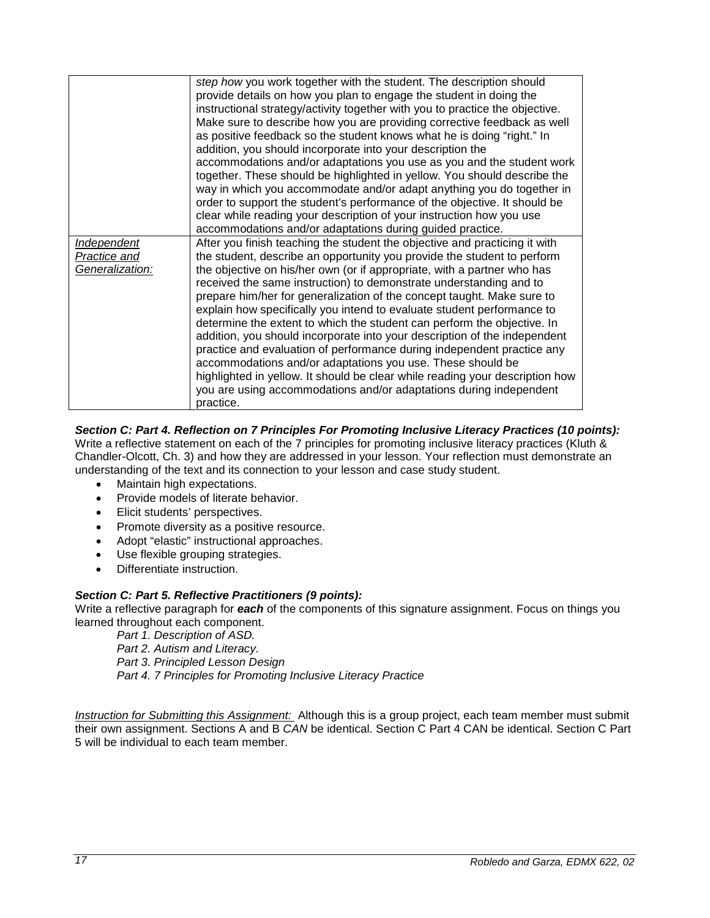| | |
|---|---|
| | *step how* you work together with the student. The description should provide details on how you plan to engage the student in doing the instructional strategy/activity together with you to practice the objective. Make sure to describe how you are providing corrective feedback as well as positive feedback so the student knows what he is doing "right." In addition, you should incorporate into your description the accommodations and/or adaptations you use as you and the student work together. These should be highlighted in yellow. You should describe the way in which you accommodate and/or adapt anything you do together in order to support the student's performance of the objective. It should be clear while reading your description of your instruction how you use accommodations and/or adaptations during guided practice. |
| *Independent Practice and Generalization:* | After you finish teaching the student the objective and practicing it with the student, describe an opportunity you provide the student to perform the objective on his/her own (or if appropriate, with a partner who has received the same instruction) to demonstrate understanding and to prepare him/her for generalization of the concept taught. Make sure to explain how specifically you intend to evaluate student performance to determine the extent to which the student can perform the objective. In addition, you should incorporate into your description of the independent practice and evaluation of performance during independent practice any accommodations and/or adaptations you use. These should be highlighted in yellow. It should be clear while reading your description how you are using accommodations and/or adaptations during independent practice. |

***Section C: Part 4. Reflection on 7 Principles For Promoting Inclusive Literacy Practices (10 points):***
Write a reflective statement on each of the 7 principles for promoting inclusive literacy practices (Kluth & Chandler-Olcott, Ch. 3) and how they are addressed in your lesson. Your reflection must demonstrate an understanding of the text and its connection to your lesson and case study student.

- Maintain high expectations.
- Provide models of literate behavior.
- Elicit students' perspectives.
- Promote diversity as a positive resource.
- Adopt "elastic" instructional approaches.
- Use flexible grouping strategies.
- Differentiate instruction.

***Section C: Part 5. Reflective Practitioners (9 points):***
Write a reflective paragraph for ***each*** of the components of this signature assignment. Focus on things you learned throughout each component.

*Part 1. Description of ASD.*
*Part 2. Autism and Literacy.*
*Part 3. Principled Lesson Design*
*Part 4. 7 Principles for Promoting Inclusive Literacy Practice*

*Instruction for Submitting this Assignment:* Although this is a group project, each team member must submit their own assignment. Sections A and B *CAN* be identical. Section C Part 4 CAN be identical. Section C Part 5 will be individual to each team member.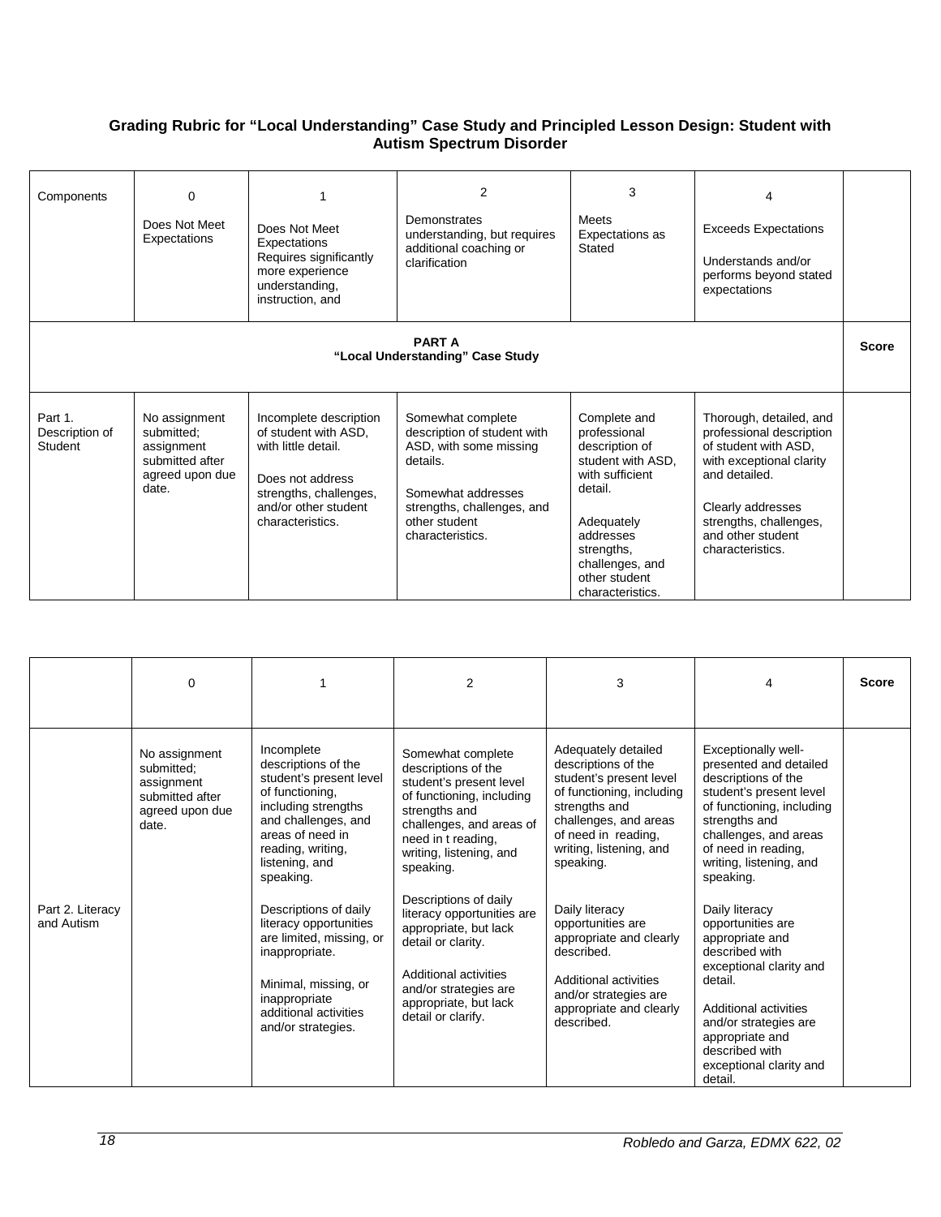**Grading Rubric for "Local Understanding" Case Study and Principled Lesson Design: Student with Autism Spectrum Disorder**

| Components | 0<br>Does Not Meet Expectations | 1<br>Does Not Meet Expectations<br>Requires significantly more experience understanding, instruction, and | 2<br>Demonstrates understanding, but requires additional coaching or clarification | 3<br>Meets Expectations as Stated | 4<br>Exceeds Expectations<br>Understands and/or performs beyond stated expectations | |
|---|---|---|---|---|---|---|
| **PART A**<br>**"Local Understanding" Case Study** | | | | | | **Score** |
| Part 1. Description of Student | No assignment submitted; assignment submitted after agreed upon due date. | Incomplete description of student with ASD, with little detail.<br><br>Does not address strengths, challenges, and/or other student characteristics. | Somewhat complete description of student with ASD, with some missing details.<br><br>Somewhat addresses strengths, challenges, and other student characteristics. | Complete and professional description of student with ASD, with sufficient detail.<br><br>Adequately addresses strengths, challenges, and other student characteristics. | Thorough, detailed, and professional description of student with ASD, with exceptional clarity and detailed.<br><br>Clearly addresses strengths, challenges, and other student characteristics. | |

| | 0 | 1 | 2 | 3 | 4 | Score |
|---|---|---|---|---|---|---|
| Part 2. Literacy and Autism | No assignment submitted; assignment submitted after agreed upon due date. | Incomplete descriptions of the student's present level of functioning, including strengths and challenges, and areas of need in reading, writing, listening, and speaking.<br><br>Descriptions of daily literacy opportunities are limited, missing, or inappropriate.<br><br>Minimal, missing, or inappropriate additional activities and/or strategies. | Somewhat complete descriptions of the student's present level of functioning, including strengths and challenges, and areas of need in t reading, writing, listening, and speaking.<br><br>Descriptions of daily literacy opportunities are appropriate, but lack detail or clarity.<br><br>Additional activities and/or strategies are appropriate, but lack detail or clarify. | Adequately detailed descriptions of the student's present level of functioning, including strengths and challenges, and areas of need in reading, writing, listening, and speaking.<br><br>Daily literacy opportunities are appropriate and clearly described.<br><br>Additional activities and/or strategies are appropriate and clearly described. | Exceptionally well-presented and detailed descriptions of the student's present level of functioning, including strengths and challenges, and areas of need in reading, writing, listening, and speaking.<br><br>Daily literacy opportunities are appropriate and described with exceptional clarity and detail.<br><br>Additional activities and/or strategies are appropriate and described with exceptional clarity and detail. | |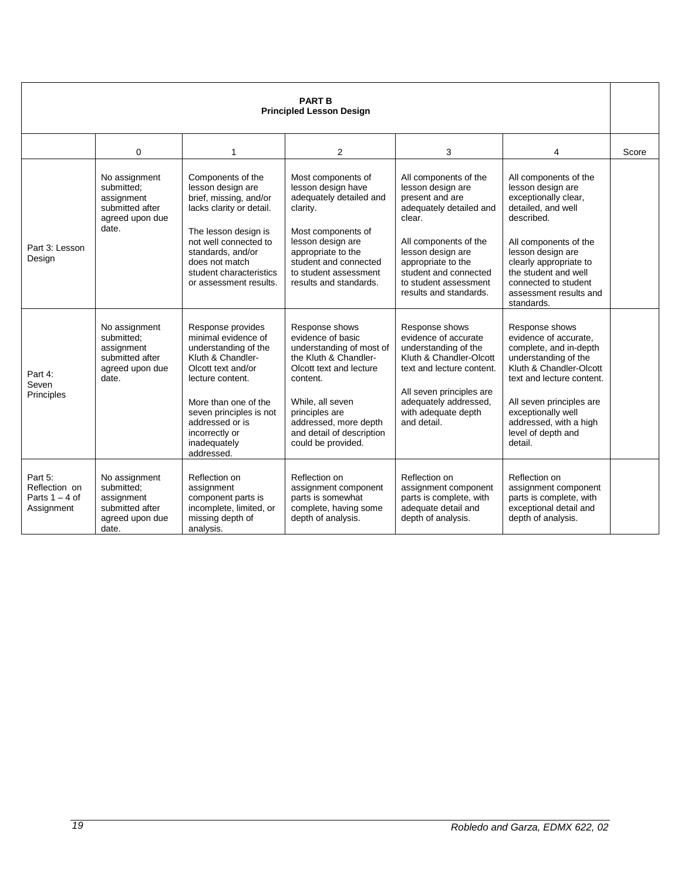| **PART B**<br>**Principled Lesson Design** | | | | | | |
|---|---|---|---|---|---|---|
| | 0 | 1 | 2 | 3 | 4 | Score |
| Part 3: Lesson Design | No assignment submitted; assignment submitted after agreed upon due date. | Components of the lesson design are brief, missing, and/or lacks clarity or detail.<br><br>The lesson design is not well connected to standards, and/or does not match student characteristics or assessment results. | Most components of lesson design have adequately detailed and clarity.<br><br>Most components of lesson design are appropriate to the student and connected to student assessment results and standards. | All components of the lesson design are present and are adequately detailed and clear.<br><br>All components of the lesson design are appropriate to the student and connected to student assessment results and standards. | All components of the lesson design are exceptionally clear, detailed, and well described.<br><br>All components of the lesson design are clearly appropriate to the student and well connected to student assessment results and standards. | |
| Part 4: Seven Principles | No assignment submitted; assignment submitted after agreed upon due date. | Response provides minimal evidence of understanding of the Kluth & Chandler-Olcott text and/or lecture content.<br><br>More than one of the seven principles is not addressed or is incorrectly or inadequately addressed. | Response shows evidence of basic understanding of most of the Kluth & Chandler-Olcott text and lecture content.<br><br>While, all seven principles are addressed, more depth and detail of description could be provided. | Response shows evidence of accurate understanding of the Kluth & Chandler-Olcott text and lecture content.<br><br>All seven principles are adequately addressed, with adequate depth and detail. | Response shows evidence of accurate, complete, and in-depth understanding of the Kluth & Chandler-Olcott text and lecture content.<br><br>All seven principles are exceptionally well addressed, with a high level of depth and detail. | |
| Part 5: Reflection on Parts 1 – 4 of Assignment | No assignment submitted; assignment submitted after agreed upon due date. | Reflection on assignment component parts is incomplete, limited, or missing depth of analysis. | Reflection on assignment component parts is somewhat complete, having some depth of analysis. | Reflection on assignment component parts is complete, with adequate detail and depth of analysis. | Reflection on assignment component parts is complete, with exceptional detail and depth of analysis. | |